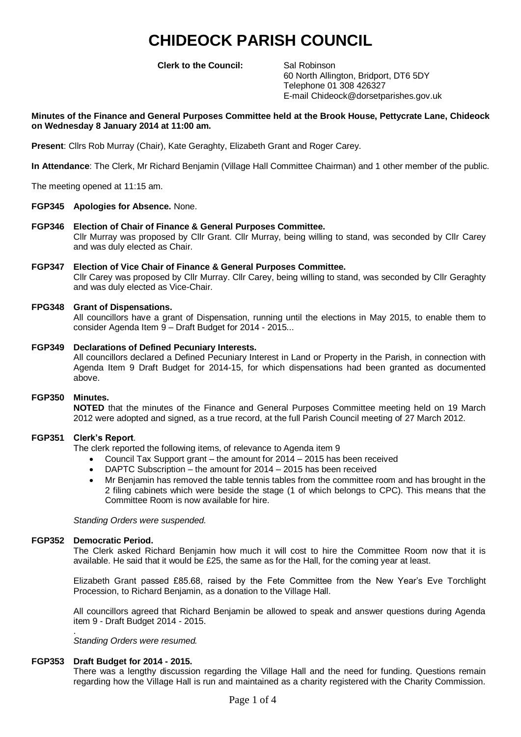# CHIDEOCK PARISH COUNCIL

**Clerk to the Council:** Sal Robinson
60 North Allington, Bridport, DT6 5DY
Telephone 01 308 426327
E-mail Chideock@dorsetparishes.gov.uk

**Minutes of the Finance and General Purposes Committee held at the Brook House, Pettycrate Lane, Chideock on Wednesday 8 January 2014 at 11:00 am.**

**Present**: Cllrs Rob Murray (Chair), Kate Geraghty, Elizabeth Grant and Roger Carey.

**In Attendance**: The Clerk, Mr Richard Benjamin (Village Hall Committee Chairman) and 1 other member of the public.

The meeting opened at 11:15 am.

**FGP345 Apologies for Absence.** None.

**FGP346 Election of Chair of Finance & General Purposes Committee.**
Cllr Murray was proposed by Cllr Grant. Cllr Murray, being willing to stand, was seconded by Cllr Carey and was duly elected as Chair.

**FGP347 Election of Vice Chair of Finance & General Purposes Committee.**
Cllr Carey was proposed by Cllr Murray. Cllr Carey, being willing to stand, was seconded by Cllr Geraghty and was duly elected as Vice-Chair.

**FPG348 Grant of Dispensations.**
All councillors have a grant of Dispensation, running until the elections in May 2015, to enable them to consider Agenda Item 9 – Draft Budget for 2014 - 2015...

**FGP349 Declarations of Defined Pecuniary Interests.**
All councillors declared a Defined Pecuniary Interest in Land or Property in the Parish, in connection with Agenda Item 9 Draft Budget for 2014-15, for which dispensations had been granted as documented above.

**FGP350 Minutes.**
**NOTED** that the minutes of the Finance and General Purposes Committee meeting held on 19 March 2012 were adopted and signed, as a true record, at the full Parish Council meeting of 27 March 2012.

**FGP351 Clerk's Report**.
The clerk reported the following items, of relevance to Agenda item 9

- Council Tax Support grant – the amount for 2014 – 2015 has been received
- DAPTC Subscription – the amount for 2014 – 2015 has been received
- Mr Benjamin has removed the table tennis tables from the committee room and has brought in the 2 filing cabinets which were beside the stage (1 of which belongs to CPC). This means that the Committee Room is now available for hire.

*Standing Orders were suspended.*

**FGP352 Democratic Period.**
The Clerk asked Richard Benjamin how much it will cost to hire the Committee Room now that it is available. He said that it would be £25, the same as for the Hall, for the coming year at least.

Elizabeth Grant passed £85.68, raised by the Fete Committee from the New Year's Eve Torchlight Procession, to Richard Benjamin, as a donation to the Village Hall.

All councillors agreed that Richard Benjamin be allowed to speak and answer questions during Agenda item 9 - Draft Budget 2014 - 2015.

*Standing Orders were resumed.*

**FGP353 Draft Budget for 2014 - 2015.**
There was a lengthy discussion regarding the Village Hall and the need for funding. Questions remain regarding how the Village Hall is run and maintained as a charity registered with the Charity Commission.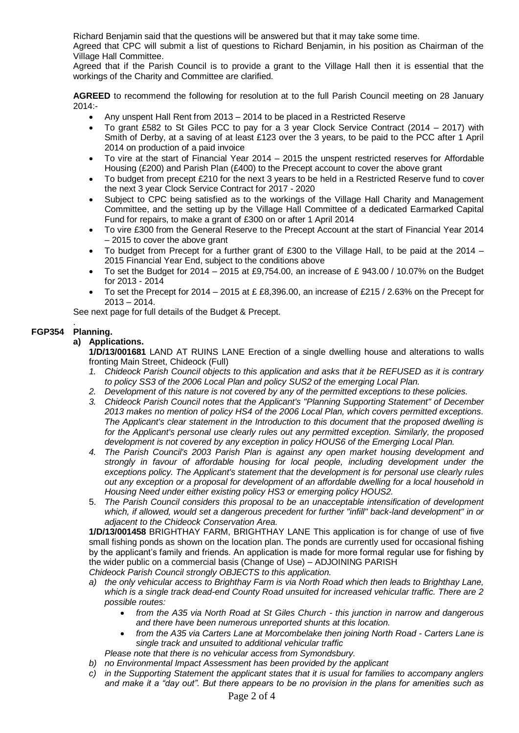Richard Benjamin said that the questions will be answered but that it may take some time.
Agreed that CPC will submit a list of questions to Richard Benjamin, in his position as Chairman of the Village Hall Committee.
Agreed that if the Parish Council is to provide a grant to the Village Hall then it is essential that the workings of the Charity and Committee are clarified.

**AGREED** to recommend the following for resolution at to the full Parish Council meeting on 28 January 2014:-

- Any unspent Hall Rent from 2013 – 2014 to be placed in a Restricted Reserve
- To grant £582 to St Giles PCC to pay for a 3 year Clock Service Contract (2014 – 2017) with Smith of Derby, at a saving of at least £123 over the 3 years, to be paid to the PCC after 1 April 2014 on production of a paid invoice
- To vire at the start of Financial Year 2014 – 2015 the unspent restricted reserves for Affordable Housing (£200) and Parish Plan (£400) to the Precept account to cover the above grant
- To budget from precept £210 for the next 3 years to be held in a Restricted Reserve fund to cover the next 3 year Clock Service Contract for 2017 - 2020
- Subject to CPC being satisfied as to the workings of the Village Hall Charity and Management Committee, and the setting up by the Village Hall Committee of a dedicated Earmarked Capital Fund for repairs, to make a grant of £300 on or after 1 April 2014
- To vire £300 from the General Reserve to the Precept Account at the start of Financial Year 2014 – 2015 to cover the above grant
- To budget from Precept for a further grant of £300 to the Village Hall, to be paid at the 2014 – 2015 Financial Year End, subject to the conditions above
- To set the Budget for 2014 – 2015 at £9,754.00, an increase of £ 943.00 / 10.07% on the Budget for 2013 - 2014
- To set the Precept for 2014 – 2015 at £ £8,396.00, an increase of £215 / 2.63% on the Precept for 2013 – 2014.

See next page for full details of the Budget & Precept.

.

**FGP354 Planning.**

**a) Applications.**

**1/D/13/001681** LAND AT RUINS LANE Erection of a single dwelling house and alterations to walls fronting Main Street, Chideock (Full)

1. *Chideock Parish Council objects to this application and asks that it be REFUSED as it is contrary to policy SS3 of the 2006 Local Plan and policy SUS2 of the emerging Local Plan.*
2. *Development of this nature is not covered by any of the permitted exceptions to these policies.*
3. *Chideock Parish Council notes that the Applicant's "Planning Supporting Statement" of December 2013 makes no mention of policy HS4 of the 2006 Local Plan, which covers permitted exceptions. The Applicant's clear statement in the Introduction to this document that the proposed dwelling is for the Applicant's personal use clearly rules out any permitted exception. Similarly, the proposed development is not covered by any exception in policy HOUS6 of the Emerging Local Plan.*
4. *The Parish Council's 2003 Parish Plan is against any open market housing development and strongly in favour of affordable housing for local people, including development under the exceptions policy. The Applicant's statement that the development is for personal use clearly rules out any exception or a proposal for development of an affordable dwelling for a local household in Housing Need under either existing policy HS3 or emerging policy HOUS2.*
5. *The Parish Council considers this proposal to be an unacceptable intensification of development which, if allowed, would set a dangerous precedent for further "infill" back-land development" in or adjacent to the Chideock Conservation Area.*

**1/D/13/001458** BRIGHTHAY FARM, BRIGHTHAY LANE This application is for change of use of five small fishing ponds as shown on the location plan. The ponds are currently used for occasional fishing by the applicant's family and friends. An application is made for more formal regular use for fishing by the wider public on a commercial basis (Change of Use) – ADJOINING PARISH

*Chideock Parish Council strongly OBJECTS to this application.*

a) *the only vehicular access to Brighthay Farm is via North Road which then leads to Brighthay Lane, which is a single track dead-end County Road unsuited for increased vehicular traffic. There are 2 possible routes:*
    - *from the A35 via North Road at St Giles Church - this junction in narrow and dangerous and there have been numerous unreported shunts at this location.*
    - *from the A35 via Carters Lane at Morcombelake then joining North Road - Carters Lane is single track and unsuited to additional vehicular traffic*

   *Please note that there is no vehicular access from Symondsbury.*
b) *no Environmental Impact Assessment has been provided by the applicant*
c) *in the Supporting Statement the applicant states that it is usual for families to accompany anglers and make it a "day out". But there appears to be no provision in the plans for amenities such as*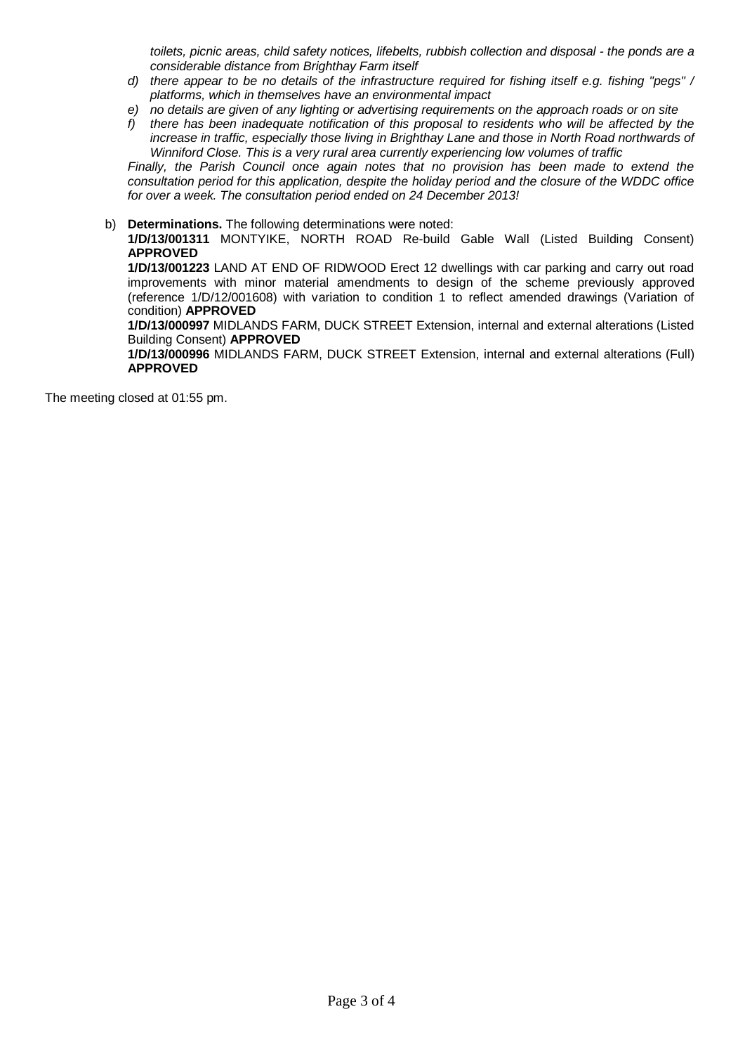*toilets, picnic areas, child safety notices, lifebelts, rubbish collection and disposal - the ponds are a considerable distance from Brighthay Farm itself*

*d) there appear to be no details of the infrastructure required for fishing itself e.g. fishing "pegs" / platforms, which in themselves have an environmental impact*

*e) no details are given of any lighting or advertising requirements on the approach roads or on site*

*f) there has been inadequate notification of this proposal to residents who will be affected by the increase in traffic, especially those living in Brighthay Lane and those in North Road northwards of Winniford Close. This is a very rural area currently experiencing low volumes of traffic*

*Finally, the Parish Council once again notes that no provision has been made to extend the consultation period for this application, despite the holiday period and the closure of the WDDC office for over a week. The consultation period ended on 24 December 2013!*

b) **Determinations.** The following determinations were noted:

**1/D/13/001311** MONTYIKE, NORTH ROAD Re-build Gable Wall (Listed Building Consent) **APPROVED**

**1/D/13/001223** LAND AT END OF RIDWOOD Erect 12 dwellings with car parking and carry out road improvements with minor material amendments to design of the scheme previously approved (reference 1/D/12/001608) with variation to condition 1 to reflect amended drawings (Variation of condition) **APPROVED**

**1/D/13/000997** MIDLANDS FARM, DUCK STREET Extension, internal and external alterations (Listed Building Consent) **APPROVED**

**1/D/13/000996** MIDLANDS FARM, DUCK STREET Extension, internal and external alterations (Full) **APPROVED**

The meeting closed at 01:55 pm.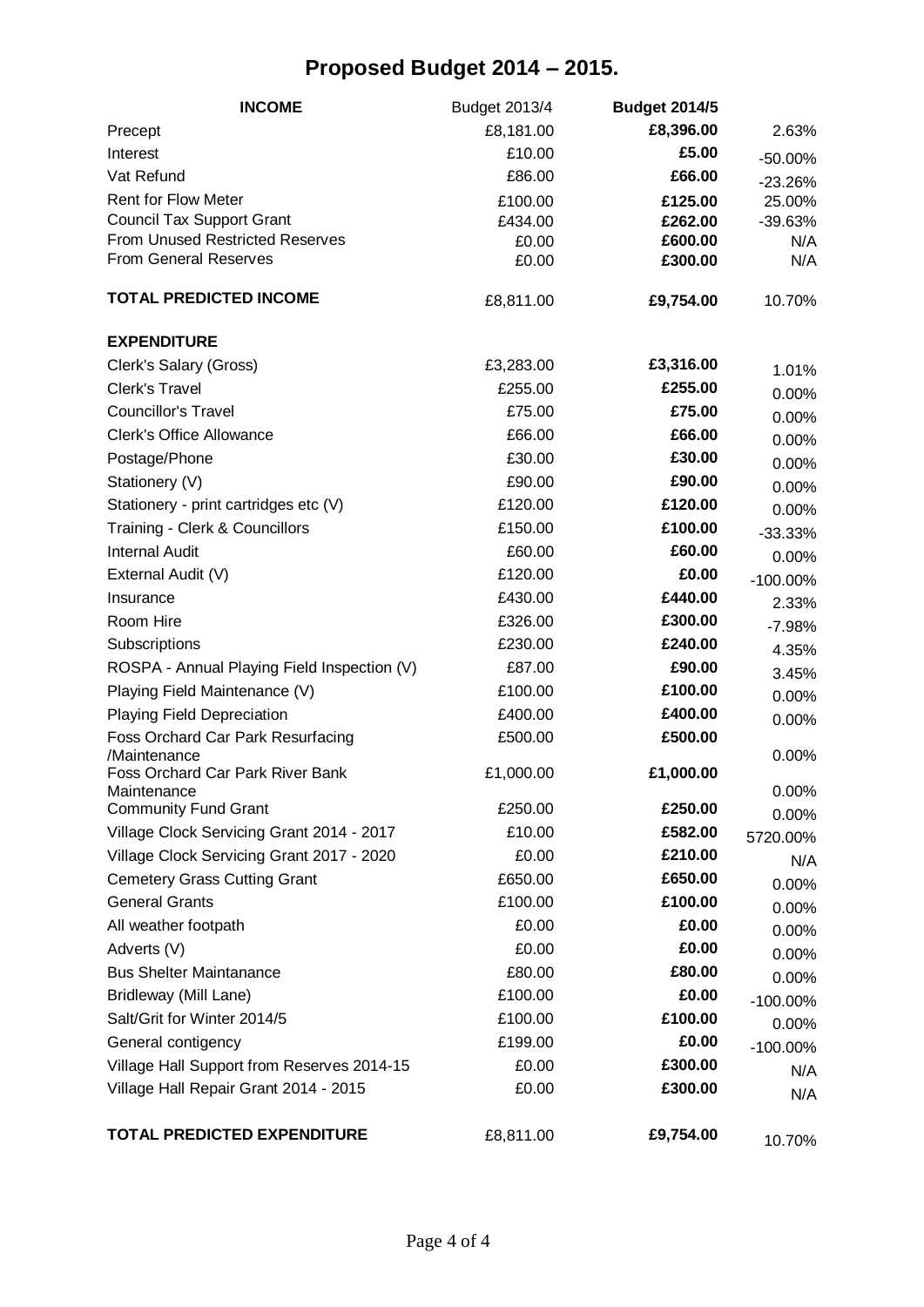# Proposed Budget 2014 – 2015.

| **INCOME** | Budget 2013/4 | **Budget 2014/5** | |
|---|---|---|---|
| Precept | £8,181.00 | **£8,396.00** | 2.63% |
| Interest | £10.00 | **£5.00** | -50.00% |
| Vat Refund | £86.00 | **£66.00** | -23.26% |
| Rent for Flow Meter | £100.00 | **£125.00** | 25.00% |
| Council Tax Support Grant | £434.00 | **£262.00** | -39.63% |
| From Unused Restricted Reserves | £0.00 | **£600.00** | N/A |
| From General Reserves | £0.00 | **£300.00** | N/A |
| **TOTAL PREDICTED INCOME** | £8,811.00 | **£9,754.00** | 10.70% |
| **EXPENDITURE** | | | |
| Clerk's Salary (Gross) | £3,283.00 | **£3,316.00** | 1.01% |
| Clerk's Travel | £255.00 | **£255.00** | 0.00% |
| Councillor's Travel | £75.00 | **£75.00** | 0.00% |
| Clerk's Office Allowance | £66.00 | **£66.00** | 0.00% |
| Postage/Phone | £30.00 | **£30.00** | 0.00% |
| Stationery (V) | £90.00 | **£90.00** | 0.00% |
| Stationery - print cartridges etc (V) | £120.00 | **£120.00** | 0.00% |
| Training - Clerk & Councillors | £150.00 | **£100.00** | -33.33% |
| Internal Audit | £60.00 | **£60.00** | 0.00% |
| External Audit (V) | £120.00 | **£0.00** | -100.00% |
| Insurance | £430.00 | **£440.00** | 2.33% |
| Room Hire | £326.00 | **£300.00** | -7.98% |
| Subscriptions | £230.00 | **£240.00** | 4.35% |
| ROSPA - Annual Playing Field Inspection (V) | £87.00 | **£90.00** | 3.45% |
| Playing Field Maintenance (V) | £100.00 | **£100.00** | 0.00% |
| Playing Field Depreciation | £400.00 | **£400.00** | 0.00% |
| Foss Orchard Car Park Resurfacing /Maintenance | £500.00 | **£500.00** | 0.00% |
| Foss Orchard Car Park River Bank Maintenance | £1,000.00 | **£1,000.00** | 0.00% |
| Community Fund Grant | £250.00 | **£250.00** | 0.00% |
| Village Clock Servicing Grant 2014 - 2017 | £10.00 | **£582.00** | 5720.00% |
| Village Clock Servicing Grant 2017 - 2020 | £0.00 | **£210.00** | N/A |
| Cemetery Grass Cutting Grant | £650.00 | **£650.00** | 0.00% |
| General Grants | £100.00 | **£100.00** | 0.00% |
| All weather footpath | £0.00 | **£0.00** | 0.00% |
| Adverts (V) | £0.00 | **£0.00** | 0.00% |
| Bus Shelter Maintanance | £80.00 | **£80.00** | 0.00% |
| Bridleway (Mill Lane) | £100.00 | **£0.00** | -100.00% |
| Salt/Grit for Winter 2014/5 | £100.00 | **£100.00** | 0.00% |
| General contigency | £199.00 | **£0.00** | -100.00% |
| Village Hall Support from Reserves 2014-15 | £0.00 | **£300.00** | N/A |
| Village Hall Repair Grant 2014 - 2015 | £0.00 | **£300.00** | N/A |
| **TOTAL PREDICTED EXPENDITURE** | £8,811.00 | **£9,754.00** | 10.70% |